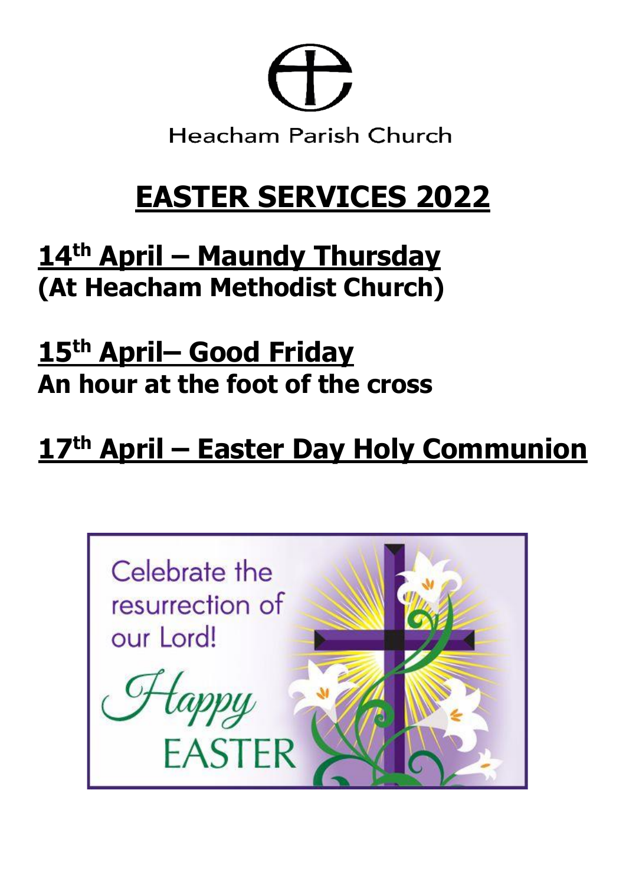Heacham Parish Church

# EASTER SERVICES 2022

## 14th April – Maundy Thursday

**(At Heacham Methodist Church)**

## 15th April– Good Friday

**An hour at the foot of the cross**

## 17th April – Easter Day Holy Communion

Celebrate the resurrection of our Lord!

Happy EASTER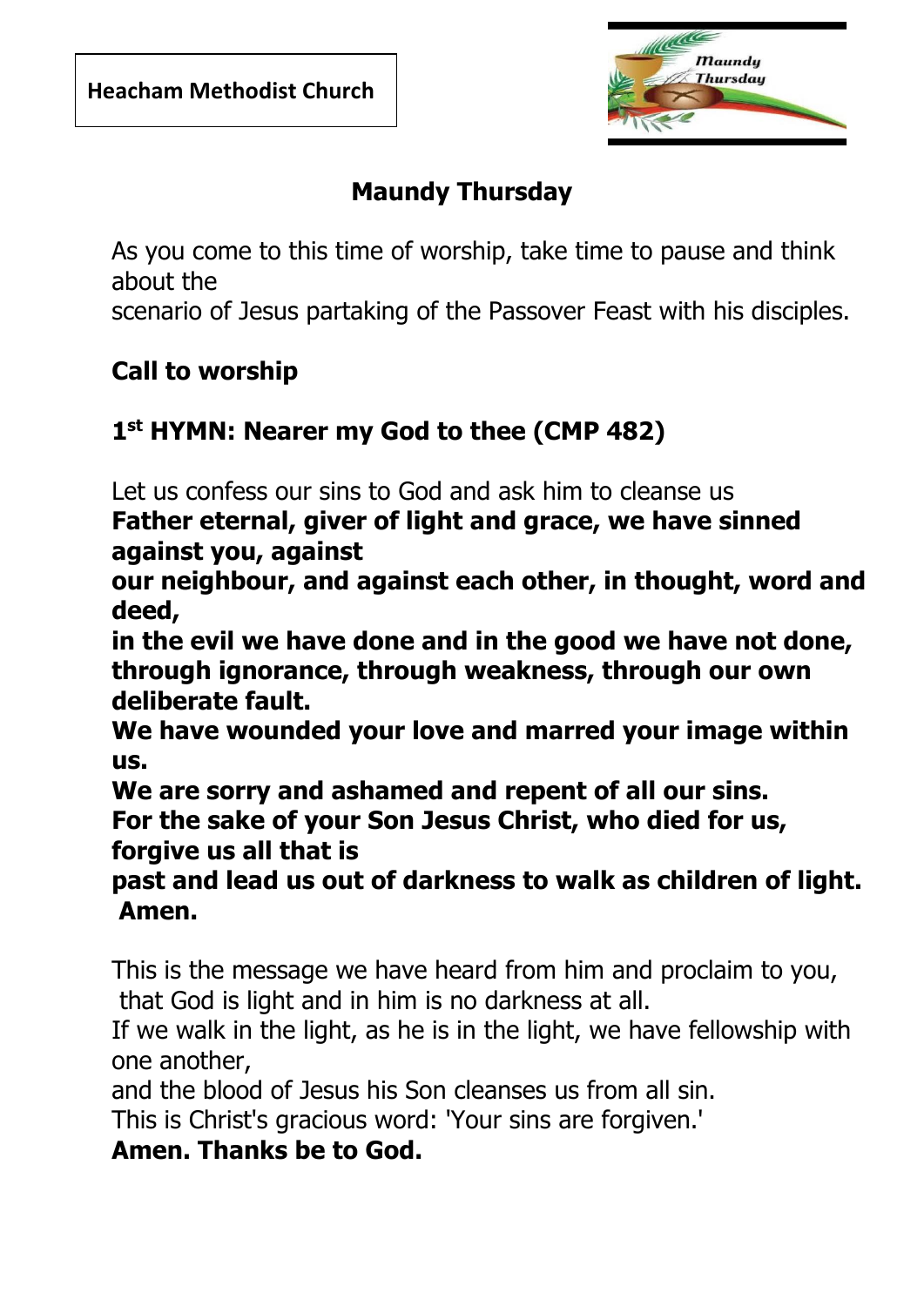**Heacham Methodist Church**

## Maundy Thursday

As you come to this time of worship, take time to pause and think about the
scenario of Jesus partaking of the Passover Feast with his disciples.

**Call to worship**

**1st HYMN: Nearer my God to thee (CMP 482)**

Let us confess our sins to God and ask him to cleanse us
**Father eternal, giver of light and grace, we have sinned against you, against
our neighbour, and against each other, in thought, word and deed,
in the evil we have done and in the good we have not done, through ignorance, through weakness, through our own deliberate fault.
We have wounded your love and marred your image within us.
We are sorry and ashamed and repent of all our sins.
For the sake of your Son Jesus Christ, who died for us, forgive us all that is
past and lead us out of darkness to walk as children of light. Amen.**

This is the message we have heard from him and proclaim to you, that God is light and in him is no darkness at all.
If we walk in the light, as he is in the light, we have fellowship with one another,
and the blood of Jesus his Son cleanses us from all sin.
This is Christ's gracious word: 'Your sins are forgiven.'
**Amen. Thanks be to God.**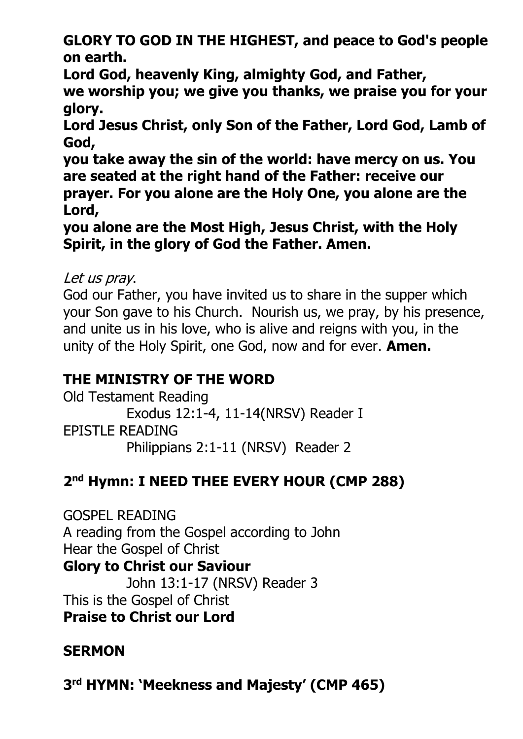**GLORY TO GOD IN THE HIGHEST, and peace to God's people on earth.**
**Lord God, heavenly King, almighty God, and Father,**
**we worship you; we give you thanks, we praise you for your glory.**
**Lord Jesus Christ, only Son of the Father, Lord God, Lamb of God,**
**you take away the sin of the world: have mercy on us. You are seated at the right hand of the Father: receive our prayer. For you alone are the Holy One, you alone are the Lord,**
**you alone are the Most High, Jesus Christ, with the Holy Spirit, in the glory of God the Father. Amen.**

*Let us pray*.
God our Father, you have invited us to share in the supper which your Son gave to his Church. Nourish us, we pray, by his presence, and unite us in his love, who is alive and reigns with you, in the unity of the Holy Spirit, one God, now and for ever. **Amen.**

## THE MINISTRY OF THE WORD

Old Testament Reading
Exodus 12:1-4, 11-14(NRSV) Reader I
EPISTLE READING
Philippians 2:1-11 (NRSV) Reader 2

## 2nd Hymn: I NEED THEE EVERY HOUR (CMP 288)

GOSPEL READING
A reading from the Gospel according to John
Hear the Gospel of Christ
**Glory to Christ our Saviour**
John 13:1-17 (NRSV) Reader 3
This is the Gospel of Christ
**Praise to Christ our Lord**

## SERMON

## 3rd HYMN: 'Meekness and Majesty' (CMP 465)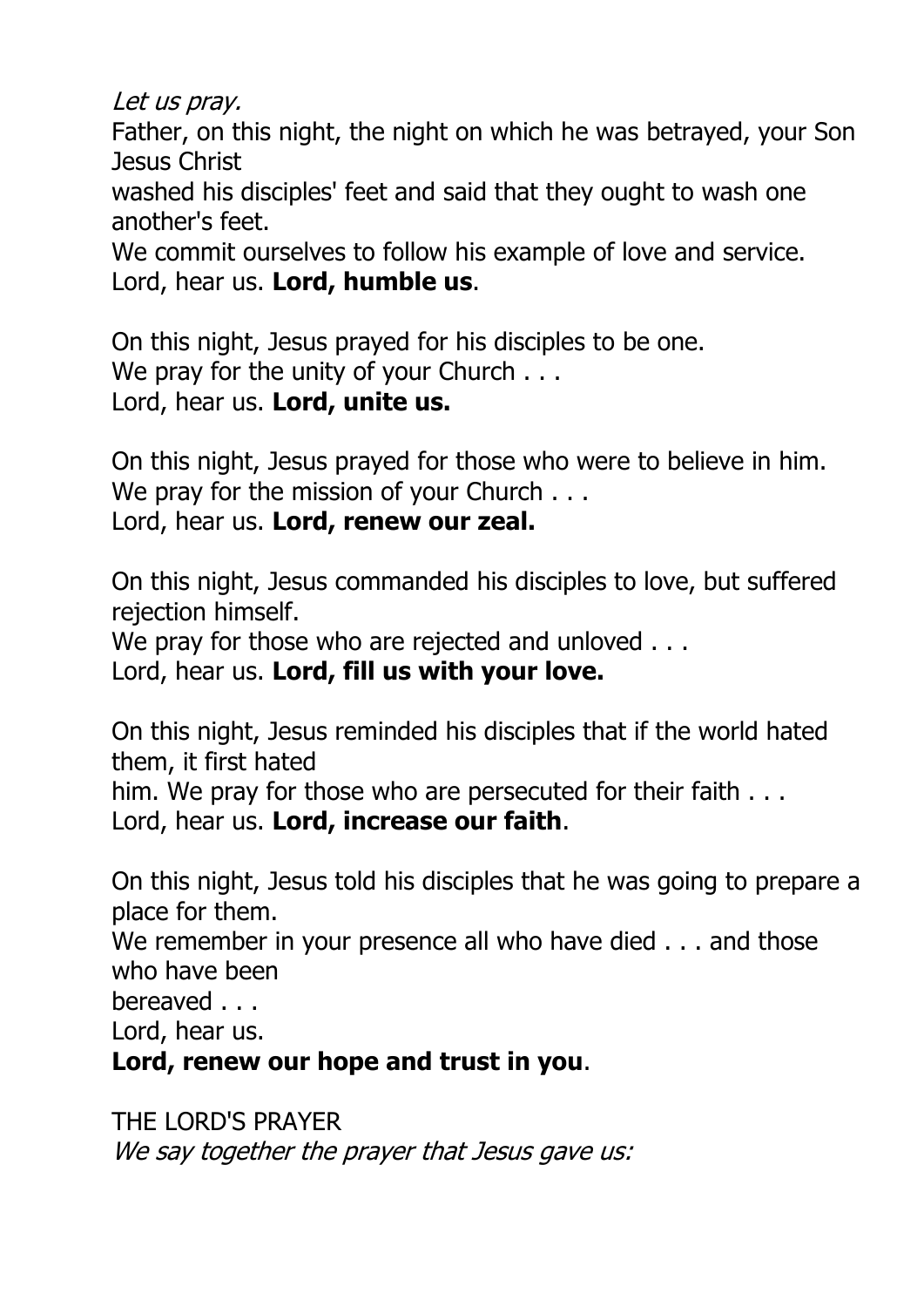*Let us pray.*

Father, on this night, the night on which he was betrayed, your Son Jesus Christ
washed his disciples' feet and said that they ought to wash one another's feet.
We commit ourselves to follow his example of love and service.
Lord, hear us. **Lord, humble us**.

On this night, Jesus prayed for his disciples to be one.
We pray for the unity of your Church . . .
Lord, hear us. **Lord, unite us.**

On this night, Jesus prayed for those who were to believe in him.
We pray for the mission of your Church . . .
Lord, hear us. **Lord, renew our zeal.**

On this night, Jesus commanded his disciples to love, but suffered rejection himself.
We pray for those who are rejected and unloved . . .
Lord, hear us. **Lord, fill us with your love.**

On this night, Jesus reminded his disciples that if the world hated them, it first hated
him. We pray for those who are persecuted for their faith . . .
Lord, hear us. **Lord, increase our faith**.

On this night, Jesus told his disciples that he was going to prepare a place for them.
We remember in your presence all who have died . . . and those who have been
bereaved . . .
Lord, hear us.
**Lord, renew our hope and trust in you**.

THE LORD'S PRAYER
*We say together the prayer that Jesus gave us:*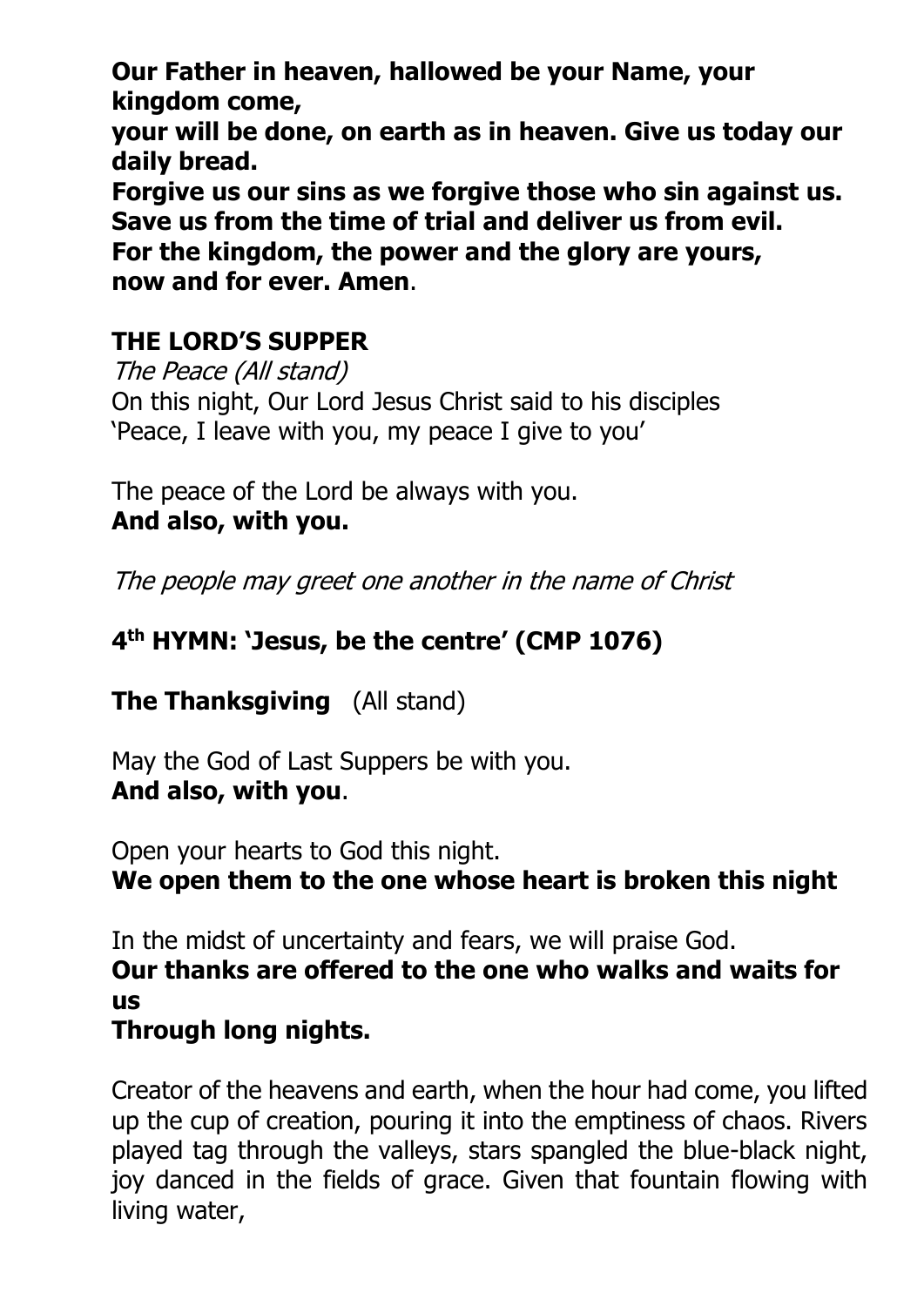**Our Father in heaven, hallowed be your Name, your kingdom come,**
**your will be done, on earth as in heaven. Give us today our daily bread.**
**Forgive us our sins as we forgive those who sin against us.**
**Save us from the time of trial and deliver us from evil.**
**For the kingdom, the power and the glory are yours,**
**now and for ever. Amen**.

## THE LORD'S SUPPER

*The Peace (All stand)*
On this night, Our Lord Jesus Christ said to his disciples
'Peace, I leave with you, my peace I give to you'

The peace of the Lord be always with you.
**And also, with you.**

*The people may greet one another in the name of Christ*

**4th HYMN: 'Jesus, be the centre' (CMP 1076)**

**The Thanksgiving** (All stand)

May the God of Last Suppers be with you.
**And also, with you**.

Open your hearts to God this night.
**We open them to the one whose heart is broken this night**

In the midst of uncertainty and fears, we will praise God.
**Our thanks are offered to the one who walks and waits for us**
**Through long nights.**

Creator of the heavens and earth, when the hour had come, you lifted up the cup of creation, pouring it into the emptiness of chaos. Rivers played tag through the valleys, stars spangled the blue-black night, joy danced in the fields of grace. Given that fountain flowing with living water,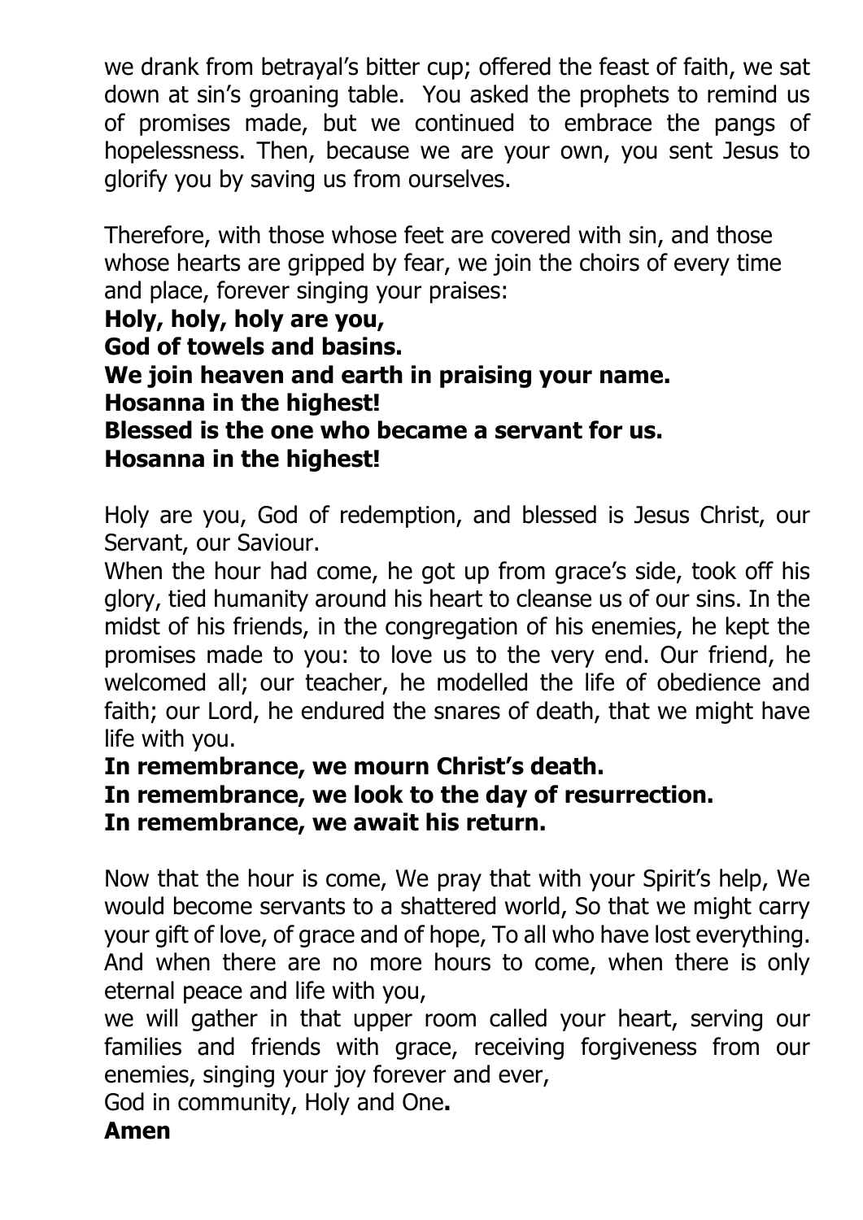we drank from betrayal's bitter cup; offered the feast of faith, we sat down at sin's groaning table. You asked the prophets to remind us of promises made, but we continued to embrace the pangs of hopelessness. Then, because we are your own, you sent Jesus to glorify you by saving us from ourselves.

Therefore, with those whose feet are covered with sin, and those whose hearts are gripped by fear, we join the choirs of every time and place, forever singing your praises:
**Holy, holy, holy are you,**
**God of towels and basins.**
**We join heaven and earth in praising your name.**
**Hosanna in the highest!**
**Blessed is the one who became a servant for us.**
**Hosanna in the highest!**

Holy are you, God of redemption, and blessed is Jesus Christ, our Servant, our Saviour.
When the hour had come, he got up from grace's side, took off his glory, tied humanity around his heart to cleanse us of our sins. In the midst of his friends, in the congregation of his enemies, he kept the promises made to you: to love us to the very end. Our friend, he welcomed all; our teacher, he modelled the life of obedience and faith; our Lord, he endured the snares of death, that we might have life with you.
**In remembrance, we mourn Christ's death.**
**In remembrance, we look to the day of resurrection.**
**In remembrance, we await his return.**

Now that the hour is come, We pray that with your Spirit's help, We would become servants to a shattered world, So that we might carry your gift of love, of grace and of hope, To all who have lost everything. And when there are no more hours to come, when there is only eternal peace and life with you,
we will gather in that upper room called your heart, serving our families and friends with grace, receiving forgiveness from our enemies, singing your joy forever and ever,
God in community, Holy and One**.**
**Amen**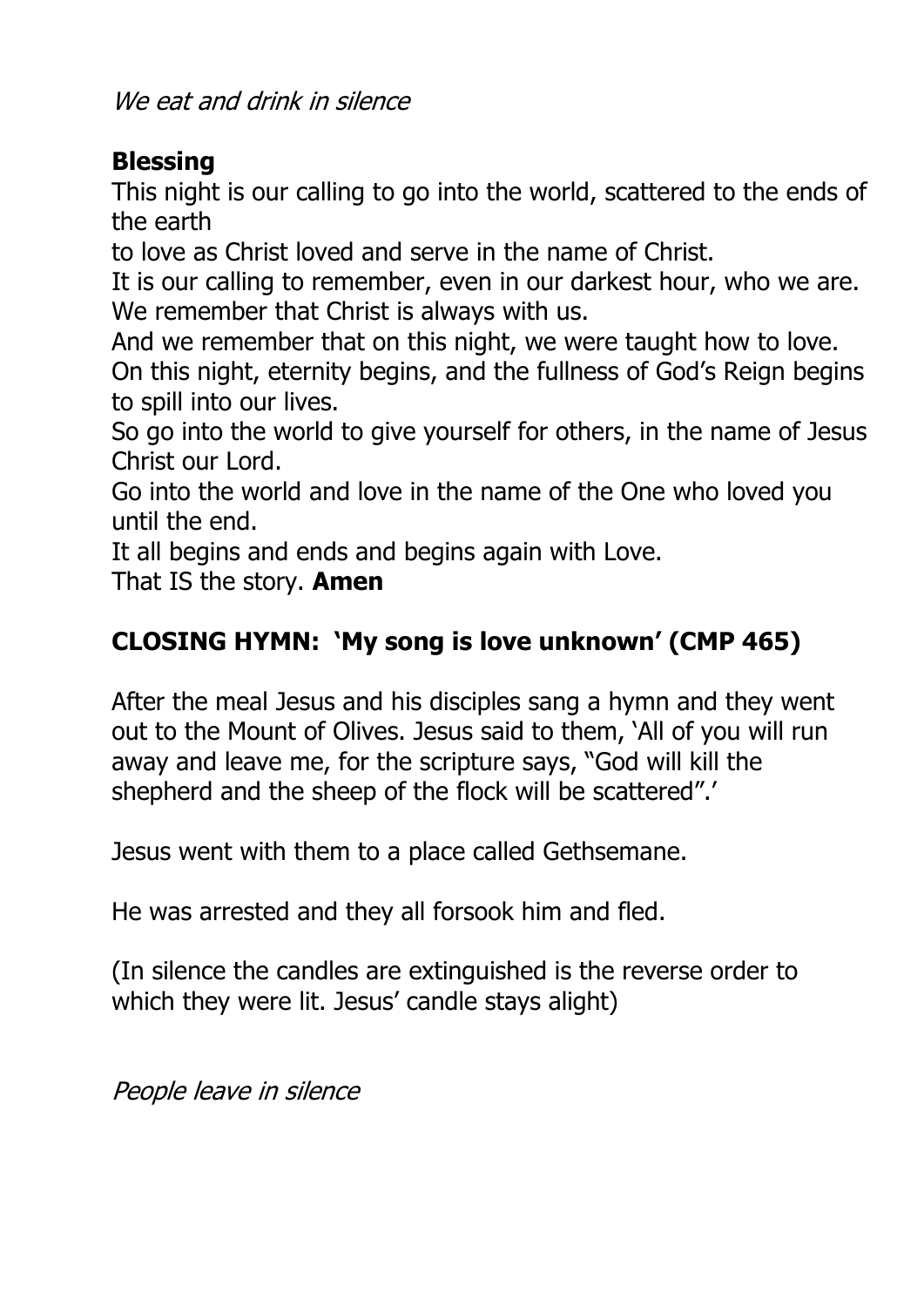*We eat and drink in silence*

**Blessing**

This night is our calling to go into the world, scattered to the ends of the earth
to love as Christ loved and serve in the name of Christ.
It is our calling to remember, even in our darkest hour, who we are.
We remember that Christ is always with us.
And we remember that on this night, we were taught how to love.
On this night, eternity begins, and the fullness of God's Reign begins to spill into our lives.
So go into the world to give yourself for others, in the name of Jesus Christ our Lord.
Go into the world and love in the name of the One who loved you until the end.
It all begins and ends and begins again with Love.
That IS the story. **Amen**

**CLOSING HYMN: 'My song is love unknown' (CMP 465)**

After the meal Jesus and his disciples sang a hymn and they went out to the Mount of Olives. Jesus said to them, 'All of you will run away and leave me, for the scripture says, "God will kill the shepherd and the sheep of the flock will be scattered".'

Jesus went with them to a place called Gethsemane.

He was arrested and they all forsook him and fled.

(In silence the candles are extinguished is the reverse order to which they were lit. Jesus' candle stays alight)

*People leave in silence*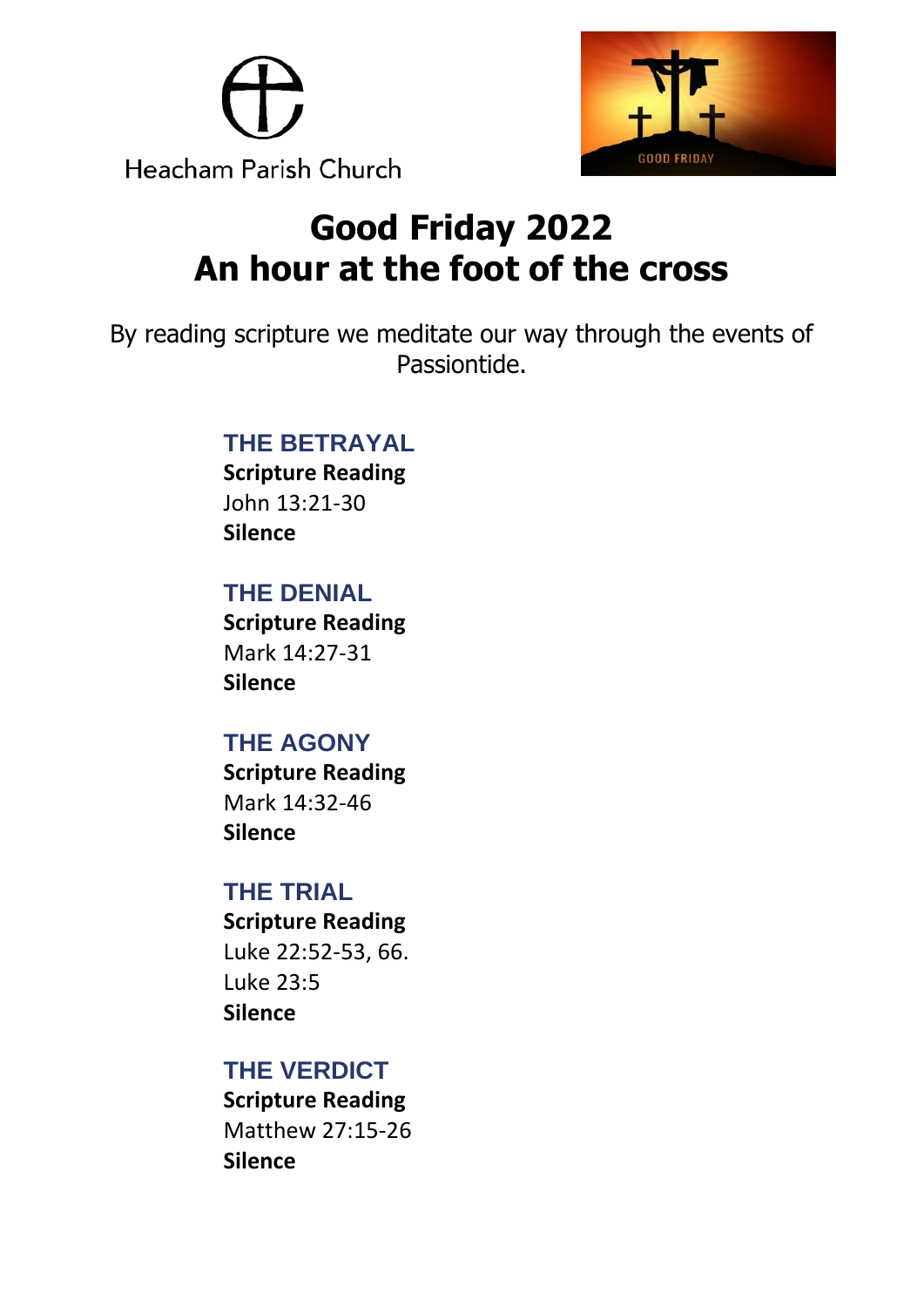Heacham Parish Church

# Good Friday 2022
# An hour at the foot of the cross

By reading scripture we meditate our way through the events of Passiontide.

### THE BETRAYAL

**Scripture Reading**
John 13:21-30
**Silence**

### THE DENIAL

**Scripture Reading**
Mark 14:27-31
**Silence**

### THE AGONY

**Scripture Reading**
Mark 14:32-46
**Silence**

### THE TRIAL

**Scripture Reading**
Luke 22:52-53, 66.
Luke 23:5
**Silence**

### THE VERDICT

**Scripture Reading**
Matthew 27:15-26
**Silence**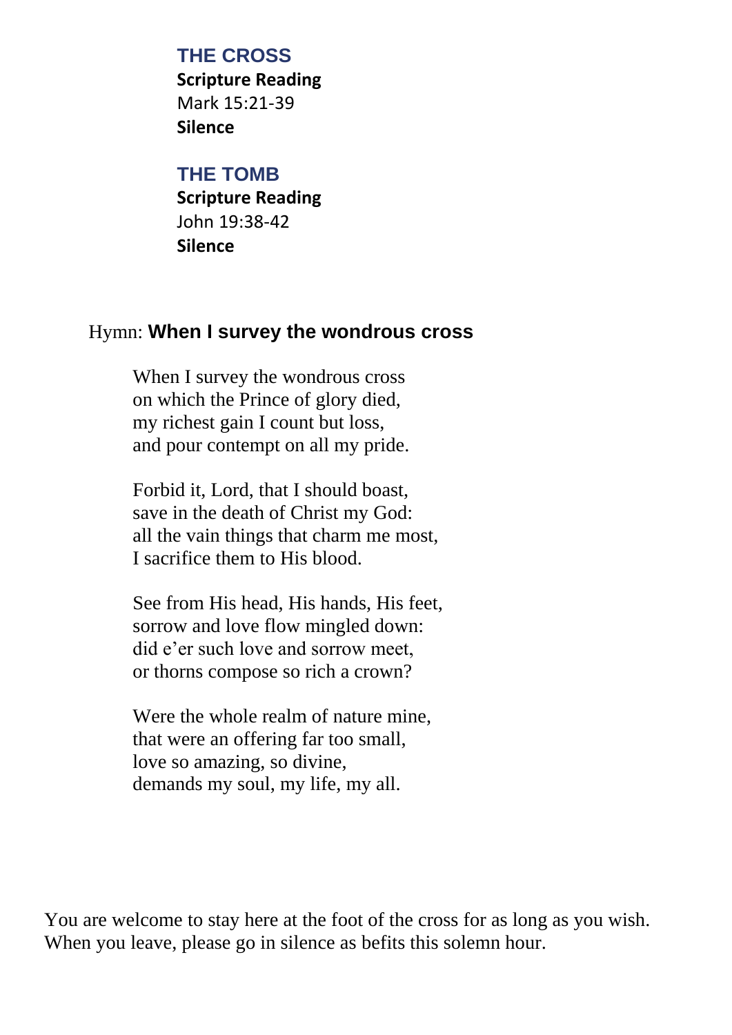## THE CROSS

**Scripture Reading**

Mark 15:21-39

**Silence**

## THE TOMB

**Scripture Reading**

John 19:38-42

**Silence**

Hymn: **When I survey the wondrous cross**

When I survey the wondrous cross
on which the Prince of glory died,
my richest gain I count but loss,
and pour contempt on all my pride.

Forbid it, Lord, that I should boast,
save in the death of Christ my God:
all the vain things that charm me most,
I sacrifice them to His blood.

See from His head, His hands, His feet,
sorrow and love flow mingled down:
did e'er such love and sorrow meet,
or thorns compose so rich a crown?

Were the whole realm of nature mine,
that were an offering far too small,
love so amazing, so divine,
demands my soul, my life, my all.

You are welcome to stay here at the foot of the cross for as long as you wish. When you leave, please go in silence as befits this solemn hour.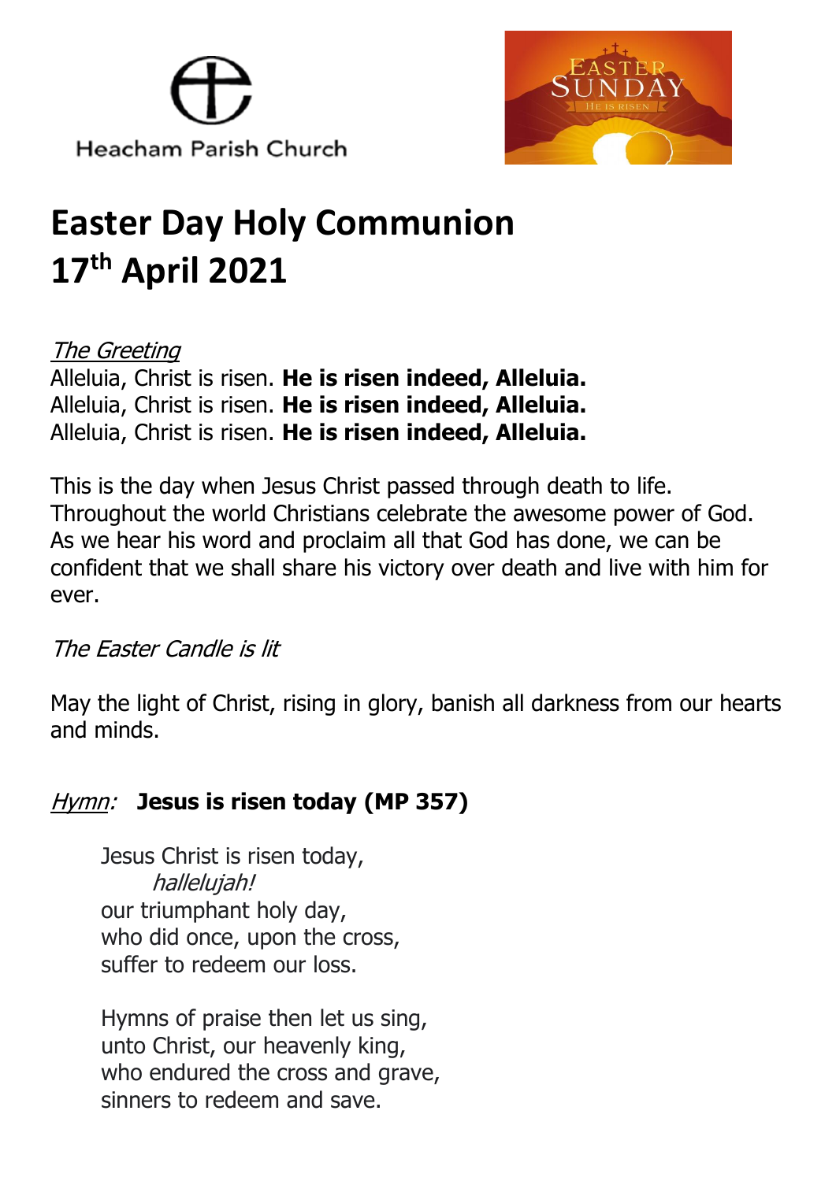Heacham Parish Church

# Easter Day Holy Communion
# 17th April 2021

*The Greeting*

Alleluia, Christ is risen. **He is risen indeed, Alleluia.**
Alleluia, Christ is risen. **He is risen indeed, Alleluia.**
Alleluia, Christ is risen. **He is risen indeed, Alleluia.**

This is the day when Jesus Christ passed through death to life. Throughout the world Christians celebrate the awesome power of God. As we hear his word and proclaim all that God has done, we can be confident that we shall share his victory over death and live with him for ever.

*The Easter Candle is lit*

May the light of Christ, rising in glory, banish all darkness from our hearts and minds.

*Hymn:* **Jesus is risen today (MP 357)**

Jesus Christ is risen today,
*hallelujah!*
our triumphant holy day,
who did once, upon the cross,
suffer to redeem our loss.

Hymns of praise then let us sing,
unto Christ, our heavenly king,
who endured the cross and grave,
sinners to redeem and save.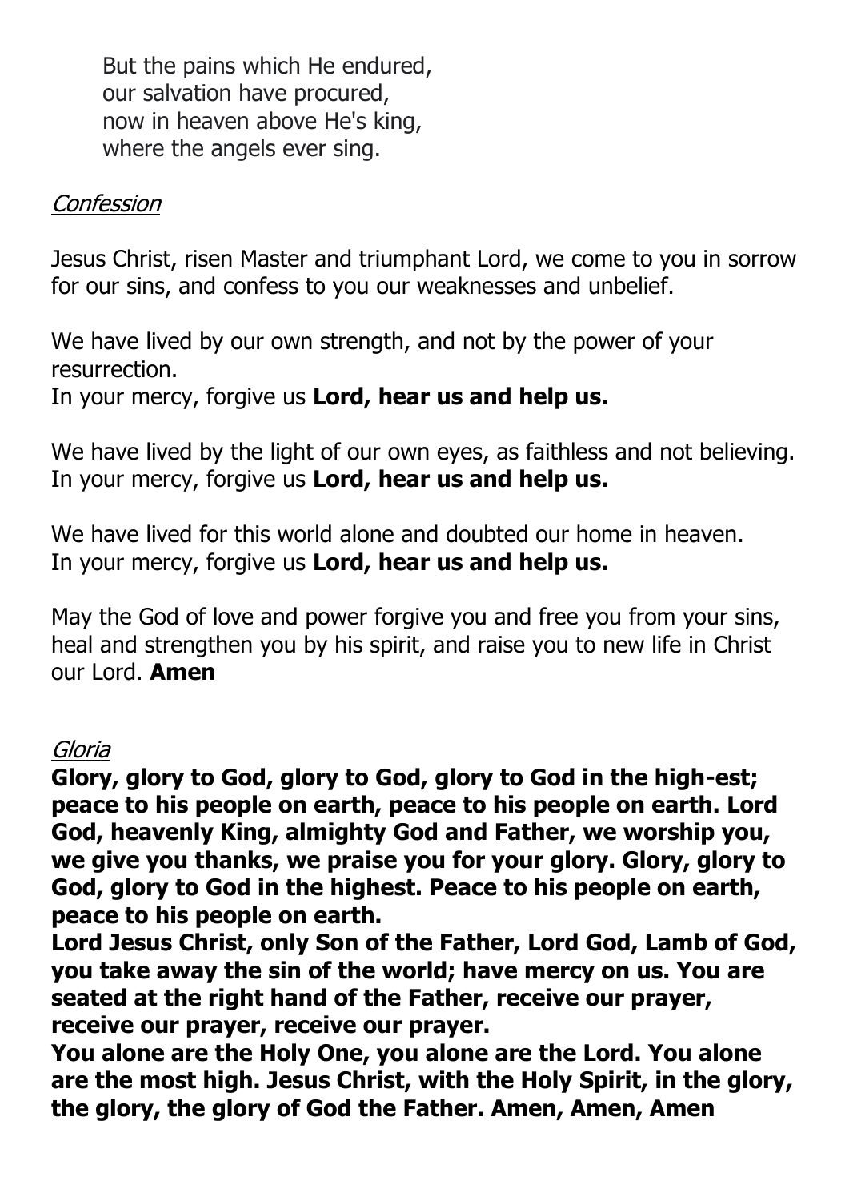But the pains which He endured,
our salvation have procured,
now in heaven above He's king,
where the angels ever sing.

*Confession*

Jesus Christ, risen Master and triumphant Lord, we come to you in sorrow for our sins, and confess to you our weaknesses and unbelief.

We have lived by our own strength, and not by the power of your resurrection.
In your mercy, forgive us **Lord, hear us and help us.**

We have lived by the light of our own eyes, as faithless and not believing.
In your mercy, forgive us **Lord, hear us and help us.**

We have lived for this world alone and doubted our home in heaven.
In your mercy, forgive us **Lord, hear us and help us.**

May the God of love and power forgive you and free you from your sins, heal and strengthen you by his spirit, and raise you to new life in Christ our Lord. **Amen**

*Gloria*

**Glory, glory to God, glory to God, glory to God in the high-est; peace to his people on earth, peace to his people on earth. Lord God, heavenly King, almighty God and Father, we worship you, we give you thanks, we praise you for your glory. Glory, glory to God, glory to God in the highest. Peace to his people on earth, peace to his people on earth.**

**Lord Jesus Christ, only Son of the Father, Lord God, Lamb of God, you take away the sin of the world; have mercy on us. You are seated at the right hand of the Father, receive our prayer, receive our prayer, receive our prayer.**

**You alone are the Holy One, you alone are the Lord. You alone are the most high. Jesus Christ, with the Holy Spirit, in the glory, the glory, the glory of God the Father. Amen, Amen, Amen**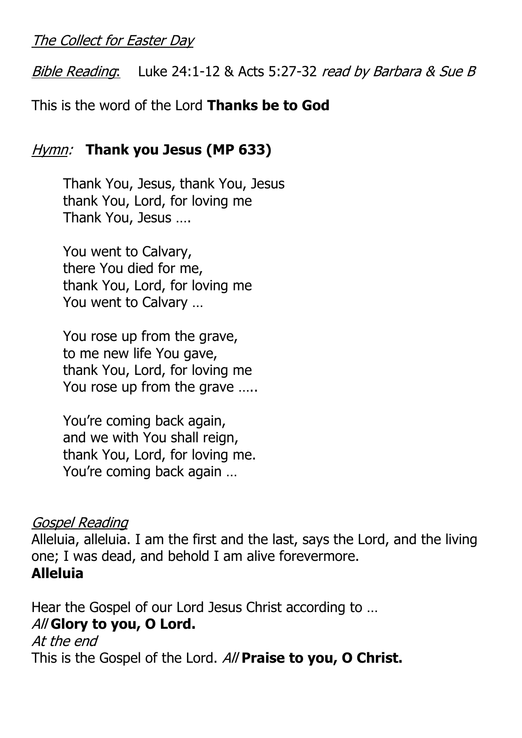*The Collect for Easter Day*

*Bible Reading*: Luke 24:1-12 & Acts 5:27-32 *read by Barbara & Sue B*

This is the word of the Lord **Thanks be to God**

*Hymn:* **Thank you Jesus (MP 633)**

> Thank You, Jesus, thank You, Jesus
> thank You, Lord, for loving me
> Thank You, Jesus ….
>
> You went to Calvary,
> there You died for me,
> thank You, Lord, for loving me
> You went to Calvary …
>
> You rose up from the grave,
> to me new life You gave,
> thank You, Lord, for loving me
> You rose up from the grave …..
>
> You're coming back again,
> and we with You shall reign,
> thank You, Lord, for loving me.
> You're coming back again …

*Gospel Reading*

Alleluia, alleluia. I am the first and the last, says the Lord, and the living one; I was dead, and behold I am alive forevermore.
**Alleluia**

Hear the Gospel of our Lord Jesus Christ according to …
*All* **Glory to you, O Lord.**
*At the end*
This is the Gospel of the Lord. *All* **Praise to you, O Christ.**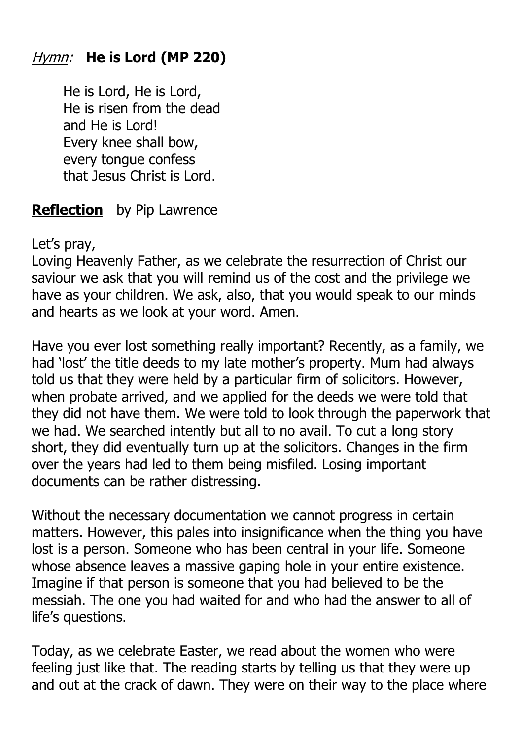*Hymn:* **He is Lord (MP 220)**

He is Lord, He is Lord,
He is risen from the dead
and He is Lord!
Every knee shall bow,
every tongue confess
that Jesus Christ is Lord.

**Reflection** by Pip Lawrence

Let's pray,
Loving Heavenly Father, as we celebrate the resurrection of Christ our saviour we ask that you will remind us of the cost and the privilege we have as your children. We ask, also, that you would speak to our minds and hearts as we look at your word. Amen.

Have you ever lost something really important? Recently, as a family, we had 'lost' the title deeds to my late mother's property. Mum had always told us that they were held by a particular firm of solicitors. However, when probate arrived, and we applied for the deeds we were told that they did not have them. We were told to look through the paperwork that we had. We searched intently but all to no avail. To cut a long story short, they did eventually turn up at the solicitors. Changes in the firm over the years had led to them being misfiled. Losing important documents can be rather distressing.

Without the necessary documentation we cannot progress in certain matters. However, this pales into insignificance when the thing you have lost is a person. Someone who has been central in your life. Someone whose absence leaves a massive gaping hole in your entire existence. Imagine if that person is someone that you had believed to be the messiah. The one you had waited for and who had the answer to all of life's questions.

Today, as we celebrate Easter, we read about the women who were feeling just like that. The reading starts by telling us that they were up and out at the crack of dawn. They were on their way to the place where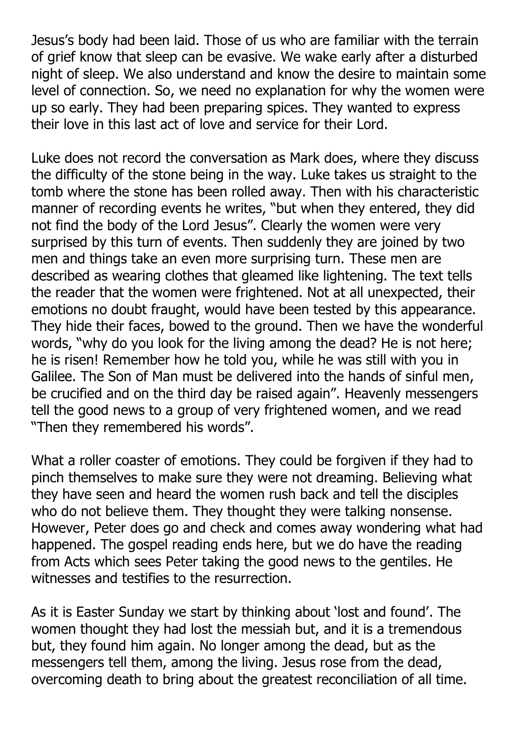Jesus's body had been laid. Those of us who are familiar with the terrain of grief know that sleep can be evasive. We wake early after a disturbed night of sleep. We also understand and know the desire to maintain some level of connection. So, we need no explanation for why the women were up so early. They had been preparing spices. They wanted to express their love in this last act of love and service for their Lord.

Luke does not record the conversation as Mark does, where they discuss the difficulty of the stone being in the way. Luke takes us straight to the tomb where the stone has been rolled away. Then with his characteristic manner of recording events he writes, "but when they entered, they did not find the body of the Lord Jesus". Clearly the women were very surprised by this turn of events. Then suddenly they are joined by two men and things take an even more surprising turn. These men are described as wearing clothes that gleamed like lightening. The text tells the reader that the women were frightened. Not at all unexpected, their emotions no doubt fraught, would have been tested by this appearance. They hide their faces, bowed to the ground. Then we have the wonderful words, "why do you look for the living among the dead? He is not here; he is risen! Remember how he told you, while he was still with you in Galilee. The Son of Man must be delivered into the hands of sinful men, be crucified and on the third day be raised again". Heavenly messengers tell the good news to a group of very frightened women, and we read "Then they remembered his words".

What a roller coaster of emotions. They could be forgiven if they had to pinch themselves to make sure they were not dreaming. Believing what they have seen and heard the women rush back and tell the disciples who do not believe them. They thought they were talking nonsense. However, Peter does go and check and comes away wondering what had happened. The gospel reading ends here, but we do have the reading from Acts which sees Peter taking the good news to the gentiles. He witnesses and testifies to the resurrection.

As it is Easter Sunday we start by thinking about 'lost and found'. The women thought they had lost the messiah but, and it is a tremendous but, they found him again. No longer among the dead, but as the messengers tell them, among the living. Jesus rose from the dead, overcoming death to bring about the greatest reconciliation of all time.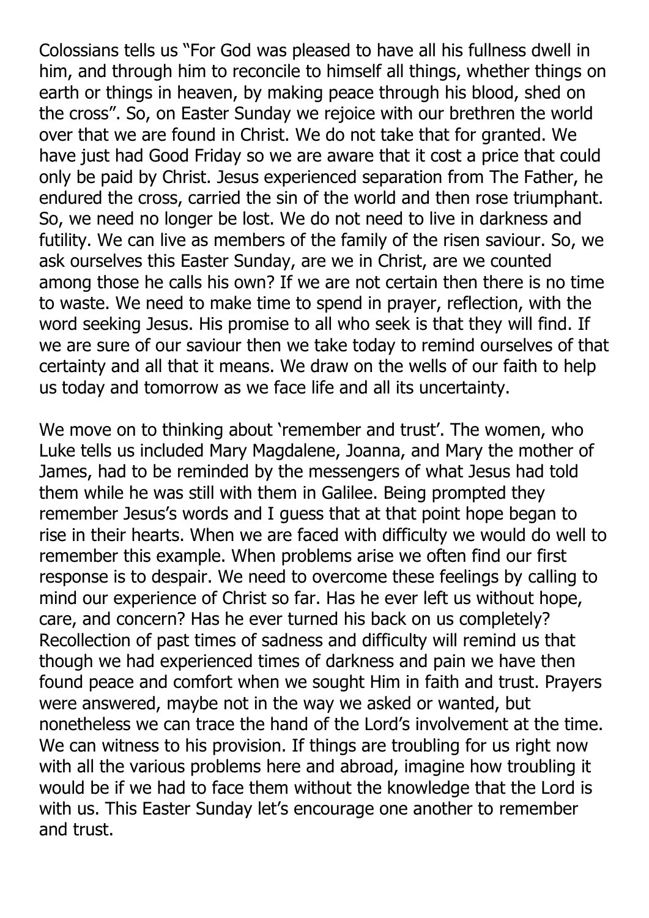Colossians tells us "For God was pleased to have all his fullness dwell in him, and through him to reconcile to himself all things, whether things on earth or things in heaven, by making peace through his blood, shed on the cross". So, on Easter Sunday we rejoice with our brethren the world over that we are found in Christ. We do not take that for granted. We have just had Good Friday so we are aware that it cost a price that could only be paid by Christ. Jesus experienced separation from The Father, he endured the cross, carried the sin of the world and then rose triumphant. So, we need no longer be lost. We do not need to live in darkness and futility. We can live as members of the family of the risen saviour. So, we ask ourselves this Easter Sunday, are we in Christ, are we counted among those he calls his own? If we are not certain then there is no time to waste. We need to make time to spend in prayer, reflection, with the word seeking Jesus. His promise to all who seek is that they will find. If we are sure of our saviour then we take today to remind ourselves of that certainty and all that it means. We draw on the wells of our faith to help us today and tomorrow as we face life and all its uncertainty.

We move on to thinking about 'remember and trust'. The women, who Luke tells us included Mary Magdalene, Joanna, and Mary the mother of James, had to be reminded by the messengers of what Jesus had told them while he was still with them in Galilee. Being prompted they remember Jesus's words and I guess that at that point hope began to rise in their hearts. When we are faced with difficulty we would do well to remember this example. When problems arise we often find our first response is to despair. We need to overcome these feelings by calling to mind our experience of Christ so far. Has he ever left us without hope, care, and concern? Has he ever turned his back on us completely? Recollection of past times of sadness and difficulty will remind us that though we had experienced times of darkness and pain we have then found peace and comfort when we sought Him in faith and trust. Prayers were answered, maybe not in the way we asked or wanted, but nonetheless we can trace the hand of the Lord's involvement at the time. We can witness to his provision. If things are troubling for us right now with all the various problems here and abroad, imagine how troubling it would be if we had to face them without the knowledge that the Lord is with us. This Easter Sunday let's encourage one another to remember and trust.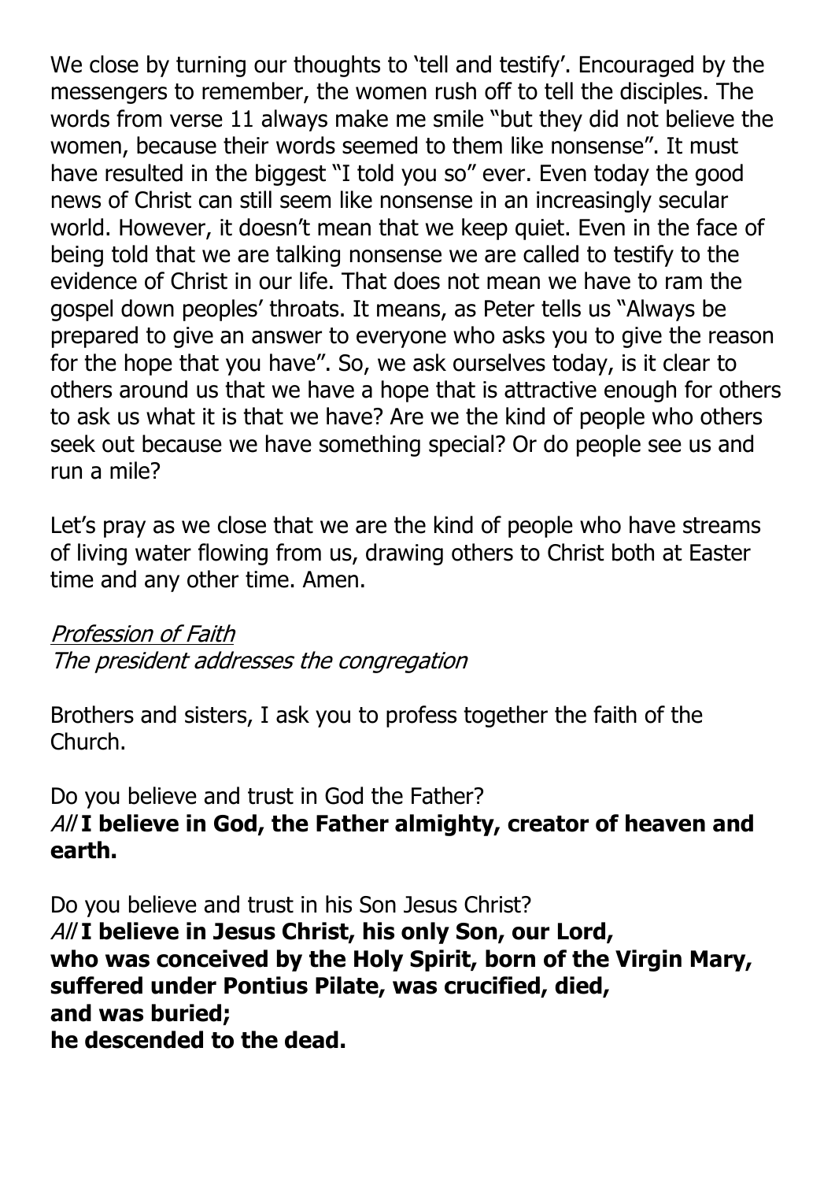We close by turning our thoughts to 'tell and testify'. Encouraged by the messengers to remember, the women rush off to tell the disciples. The words from verse 11 always make me smile "but they did not believe the women, because their words seemed to them like nonsense". It must have resulted in the biggest "I told you so" ever. Even today the good news of Christ can still seem like nonsense in an increasingly secular world. However, it doesn't mean that we keep quiet. Even in the face of being told that we are talking nonsense we are called to testify to the evidence of Christ in our life. That does not mean we have to ram the gospel down peoples' throats. It means, as Peter tells us "Always be prepared to give an answer to everyone who asks you to give the reason for the hope that you have". So, we ask ourselves today, is it clear to others around us that we have a hope that is attractive enough for others to ask us what it is that we have? Are we the kind of people who others seek out because we have something special? Or do people see us and run a mile?

Let's pray as we close that we are the kind of people who have streams of living water flowing from us, drawing others to Christ both at Easter time and any other time. Amen.

<u>*Profession of Faith*</u>
*The president addresses the congregation*

Brothers and sisters, I ask you to profess together the faith of the Church.

Do you believe and trust in God the Father?
*All* **I believe in God, the Father almighty, creator of heaven and earth.**

Do you believe and trust in his Son Jesus Christ?
*All* **I believe in Jesus Christ, his only Son, our Lord,**
**who was conceived by the Holy Spirit, born of the Virgin Mary,**
**suffered under Pontius Pilate, was crucified, died,**
**and was buried;**
**he descended to the dead.**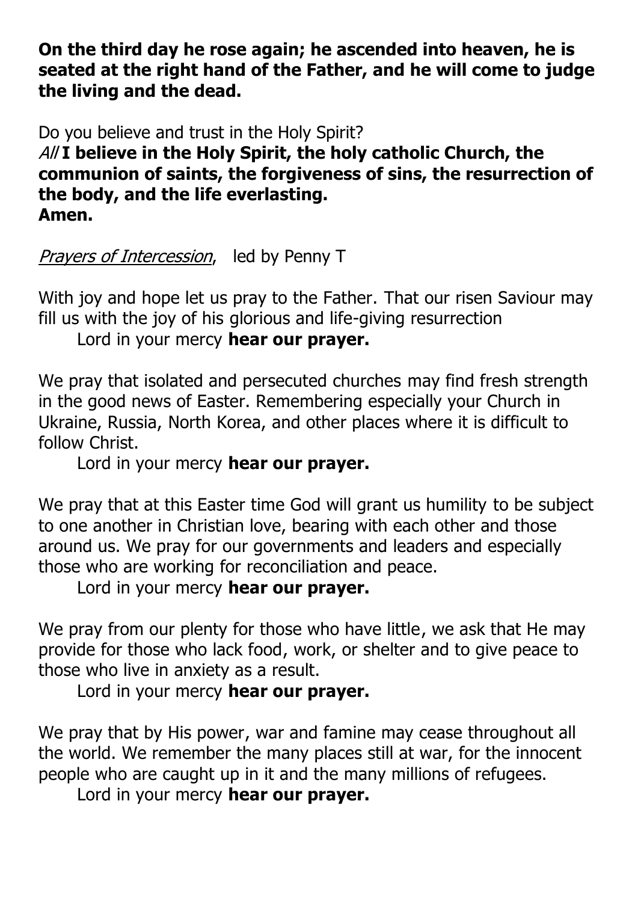**On the third day he rose again; he ascended into heaven, he is seated at the right hand of the Father, and he will come to judge the living and the dead.**

Do you believe and trust in the Holy Spirit?
*All* **I believe in the Holy Spirit, the holy catholic Church, the communion of saints, the forgiveness of sins, the resurrection of the body, and the life everlasting.
Amen.**

*Prayers of Intercession*, led by Penny T

With joy and hope let us pray to the Father. That our risen Saviour may fill us with the joy of his glorious and life-giving resurrection
Lord in your mercy **hear our prayer.**

We pray that isolated and persecuted churches may find fresh strength in the good news of Easter. Remembering especially your Church in Ukraine, Russia, North Korea, and other places where it is difficult to follow Christ.
Lord in your mercy **hear our prayer.**

We pray that at this Easter time God will grant us humility to be subject to one another in Christian love, bearing with each other and those around us. We pray for our governments and leaders and especially those who are working for reconciliation and peace.
Lord in your mercy **hear our prayer.**

We pray from our plenty for those who have little, we ask that He may provide for those who lack food, work, or shelter and to give peace to those who live in anxiety as a result.
Lord in your mercy **hear our prayer.**

We pray that by His power, war and famine may cease throughout all the world. We remember the many places still at war, for the innocent people who are caught up in it and the many millions of refugees.
Lord in your mercy **hear our prayer.**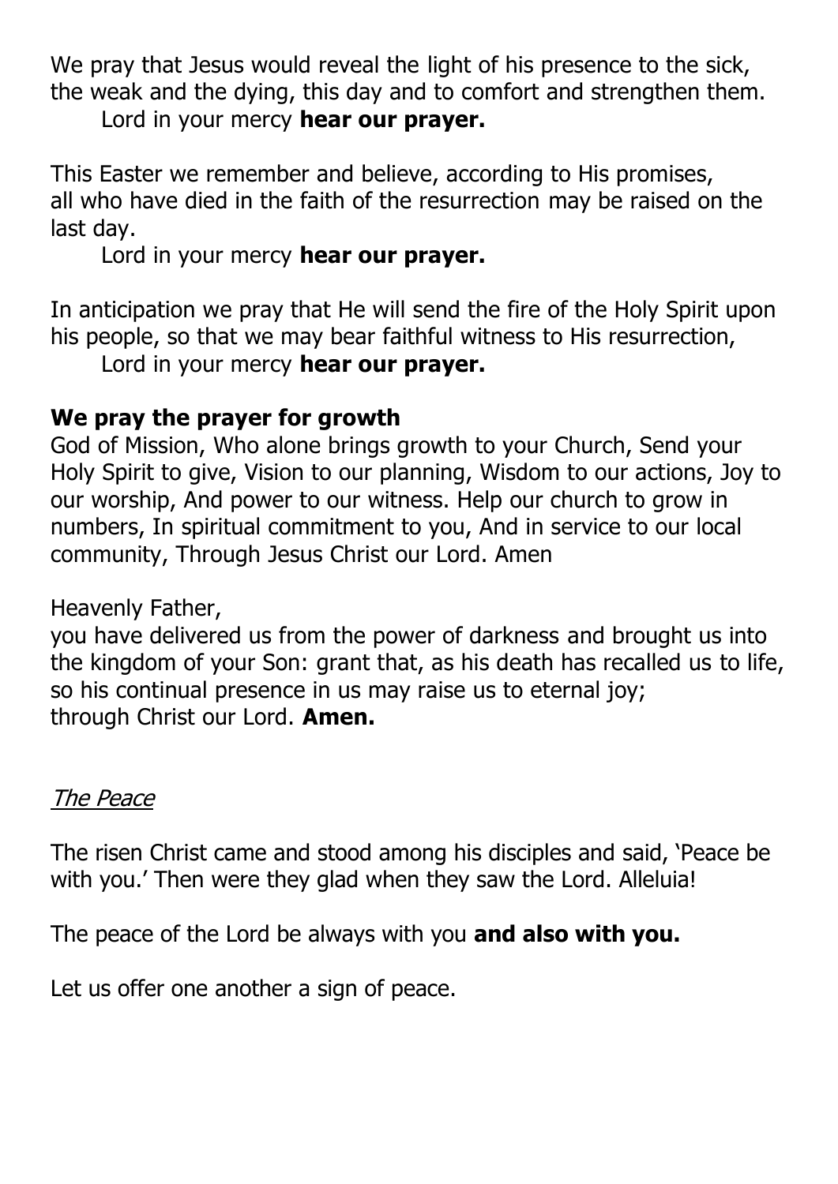We pray that Jesus would reveal the light of his presence to the sick, the weak and the dying, this day and to comfort and strengthen them.
    Lord in your mercy **hear our prayer.**

This Easter we remember and believe, according to His promises, all who have died in the faith of the resurrection may be raised on the last day.
    Lord in your mercy **hear our prayer.**

In anticipation we pray that He will send the fire of the Holy Spirit upon his people, so that we may bear faithful witness to His resurrection,
    Lord in your mercy **hear our prayer.**

**We pray the prayer for growth**

God of Mission, Who alone brings growth to your Church, Send your Holy Spirit to give, Vision to our planning, Wisdom to our actions, Joy to our worship, And power to our witness. Help our church to grow in numbers, In spiritual commitment to you, And in service to our local community, Through Jesus Christ our Lord. Amen

Heavenly Father,
you have delivered us from the power of darkness and brought us into the kingdom of your Son: grant that, as his death has recalled us to life, so his continual presence in us may raise us to eternal joy;
through Christ our Lord. **Amen.**

*The Peace*

The risen Christ came and stood among his disciples and said, 'Peace be with you.' Then were they glad when they saw the Lord. Alleluia!

The peace of the Lord be always with you **and also with you.**

Let us offer one another a sign of peace.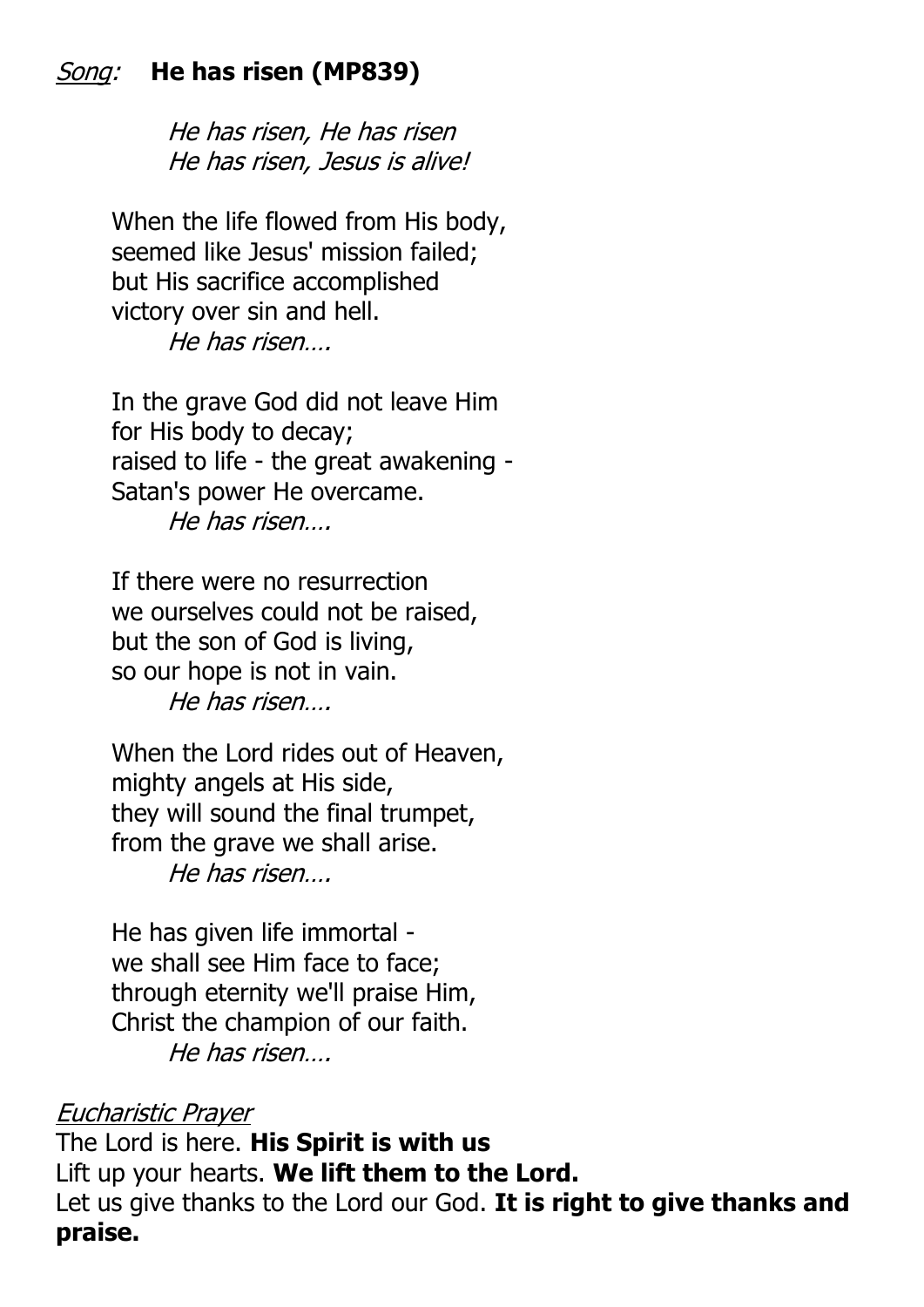*Song:* **He has risen (MP839)**

*He has risen, He has risen*
*He has risen, Jesus is alive!*

When the life flowed from His body,
seemed like Jesus' mission failed;
but His sacrifice accomplished
victory over sin and hell.
*He has risen….*

In the grave God did not leave Him
for His body to decay;
raised to life - the great awakening -
Satan's power He overcame.
*He has risen….*

If there were no resurrection
we ourselves could not be raised,
but the son of God is living,
so our hope is not in vain.
*He has risen….*

When the Lord rides out of Heaven,
mighty angels at His side,
they will sound the final trumpet,
from the grave we shall arise.
*He has risen….*

He has given life immortal -
we shall see Him face to face;
through eternity we'll praise Him,
Christ the champion of our faith.
*He has risen….*

*Eucharistic Prayer*

The Lord is here. **His Spirit is with us**
Lift up your hearts. **We lift them to the Lord.**
Let us give thanks to the Lord our God. **It is right to give thanks and praise.**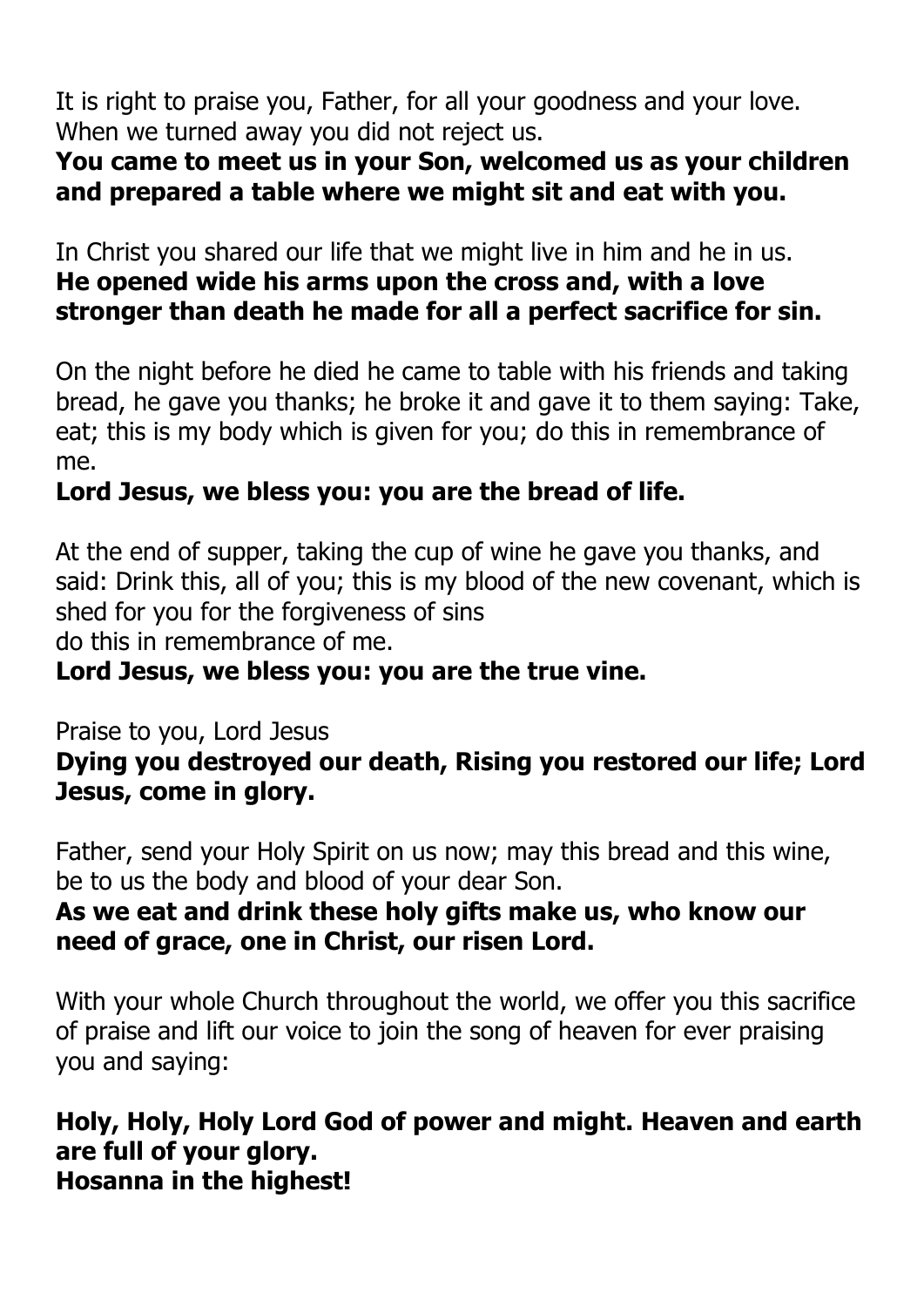It is right to praise you, Father, for all your goodness and your love. When we turned away you did not reject us.
**You came to meet us in your Son, welcomed us as your children and prepared a table where we might sit and eat with you.**

In Christ you shared our life that we might live in him and he in us.
**He opened wide his arms upon the cross and, with a love stronger than death he made for all a perfect sacrifice for sin.**

On the night before he died he came to table with his friends and taking bread, he gave you thanks; he broke it and gave it to them saying: Take, eat; this is my body which is given for you; do this in remembrance of me.
**Lord Jesus, we bless you: you are the bread of life.**

At the end of supper, taking the cup of wine he gave you thanks, and said: Drink this, all of you; this is my blood of the new covenant, which is shed for you for the forgiveness of sins
do this in remembrance of me.
**Lord Jesus, we bless you: you are the true vine.**

Praise to you, Lord Jesus
**Dying you destroyed our death, Rising you restored our life; Lord Jesus, come in glory.**

Father, send your Holy Spirit on us now; may this bread and this wine, be to us the body and blood of your dear Son.
**As we eat and drink these holy gifts make us, who know our need of grace, one in Christ, our risen Lord.**

With your whole Church throughout the world, we offer you this sacrifice of praise and lift our voice to join the song of heaven for ever praising you and saying:

**Holy, Holy, Holy Lord God of power and might. Heaven and earth are full of your glory.**
**Hosanna in the highest!**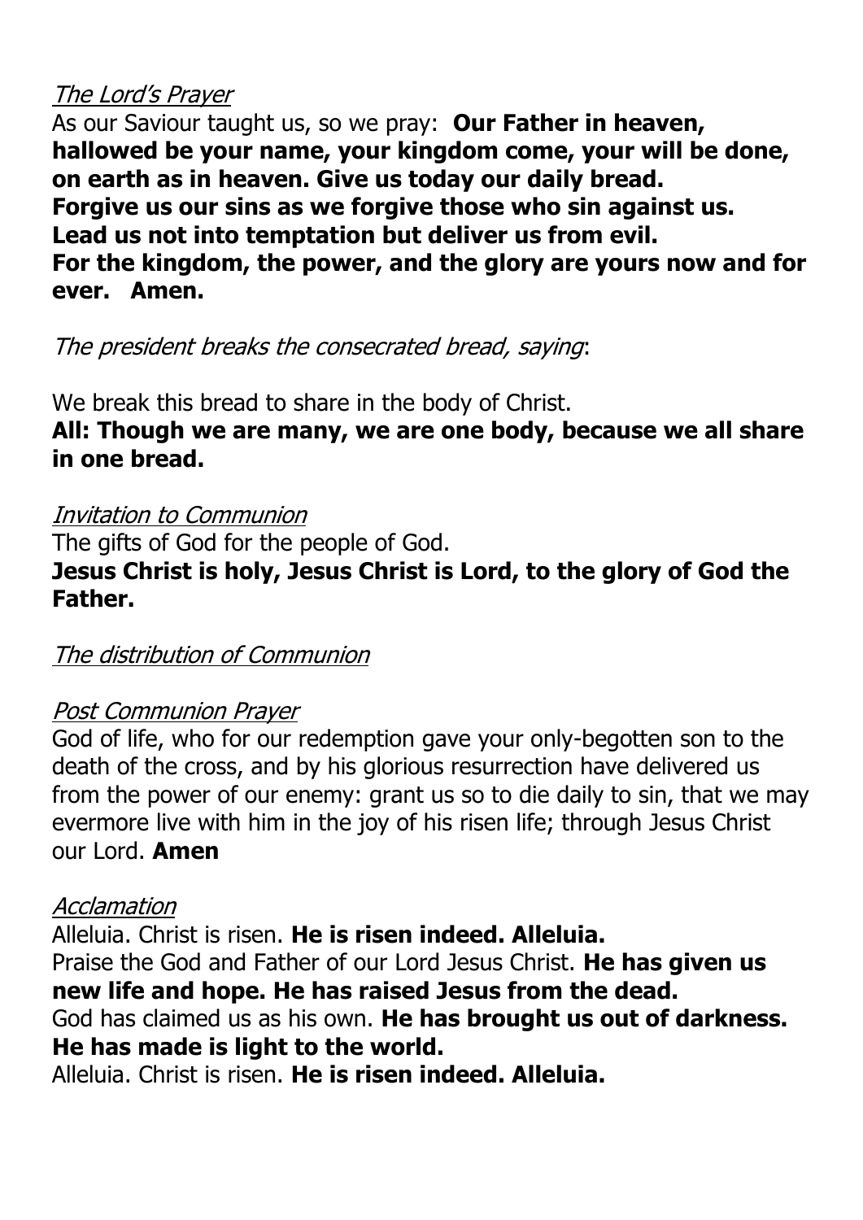*The Lord's Prayer*

As our Saviour taught us, so we pray: **Our Father in heaven, hallowed be your name, your kingdom come, your will be done, on earth as in heaven. Give us today our daily bread. Forgive us our sins as we forgive those who sin against us. Lead us not into temptation but deliver us from evil. For the kingdom, the power, and the glory are yours now and for ever. Amen.**

*The president breaks the consecrated bread, saying*:

We break this bread to share in the body of Christ.
**All: Though we are many, we are one body, because we all share in one bread.**

*Invitation to Communion*

The gifts of God for the people of God.
**Jesus Christ is holy, Jesus Christ is Lord, to the glory of God the Father.**

*The distribution of Communion*

*Post Communion Prayer*

God of life, who for our redemption gave your only-begotten son to the death of the cross, and by his glorious resurrection have delivered us from the power of our enemy: grant us so to die daily to sin, that we may evermore live with him in the joy of his risen life; through Jesus Christ our Lord. **Amen**

*Acclamation*

Alleluia. Christ is risen. **He is risen indeed. Alleluia.**
Praise the God and Father of our Lord Jesus Christ. **He has given us new life and hope. He has raised Jesus from the dead.**
God has claimed us as his own. **He has brought us out of darkness. He has made is light to the world.**
Alleluia. Christ is risen. **He is risen indeed. Alleluia.**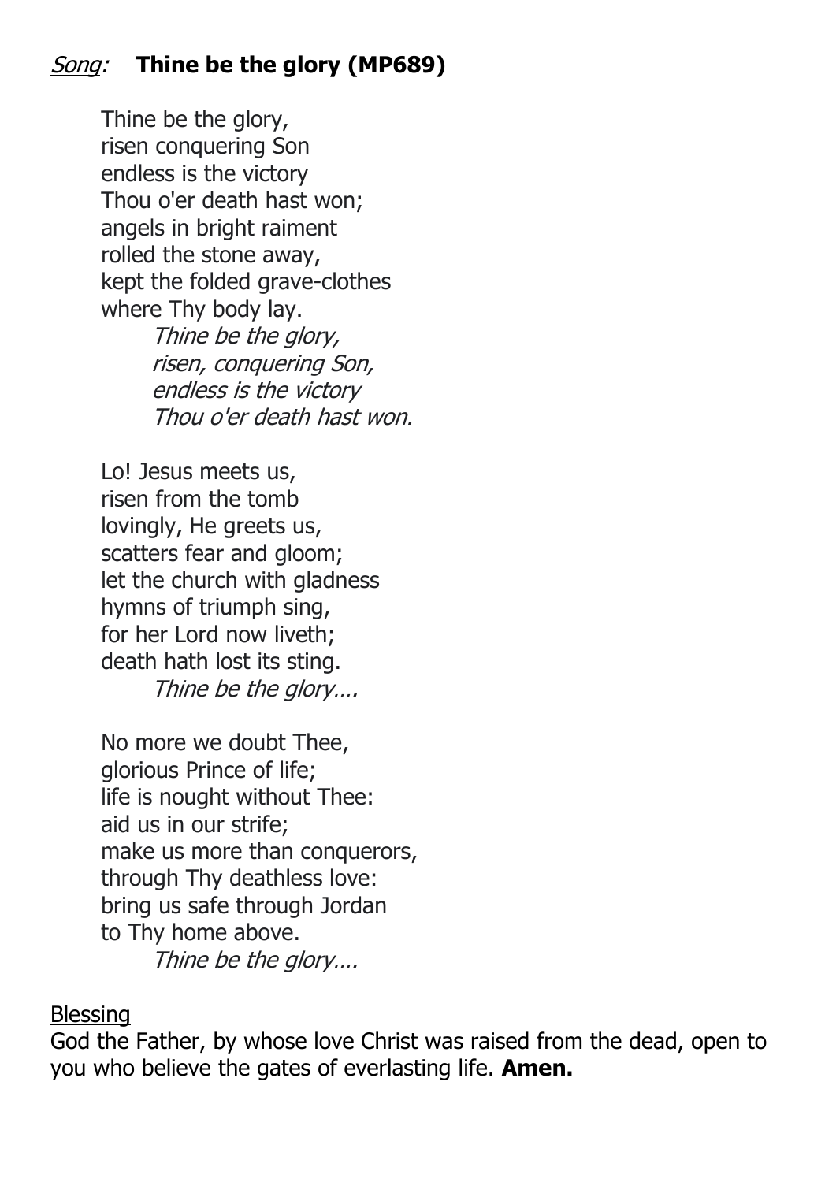*Song:* **Thine be the glory (MP689)**

Thine be the glory,
risen conquering Son
endless is the victory
Thou o'er death hast won;
angels in bright raiment
rolled the stone away,
kept the folded grave-clothes
where Thy body lay.

*Thine be the glory,*
*risen, conquering Son,*
*endless is the victory*
*Thou o'er death hast won.*

Lo! Jesus meets us,
risen from the tomb
lovingly, He greets us,
scatters fear and gloom;
let the church with gladness
hymns of triumph sing,
for her Lord now liveth;
death hath lost its sting.

*Thine be the glory….*

No more we doubt Thee,
glorious Prince of life;
life is nought without Thee:
aid us in our strife;
make us more than conquerors,
through Thy deathless love:
bring us safe through Jordan
to Thy home above.

*Thine be the glory….*

Blessing

God the Father, by whose love Christ was raised from the dead, open to you who believe the gates of everlasting life. **Amen.**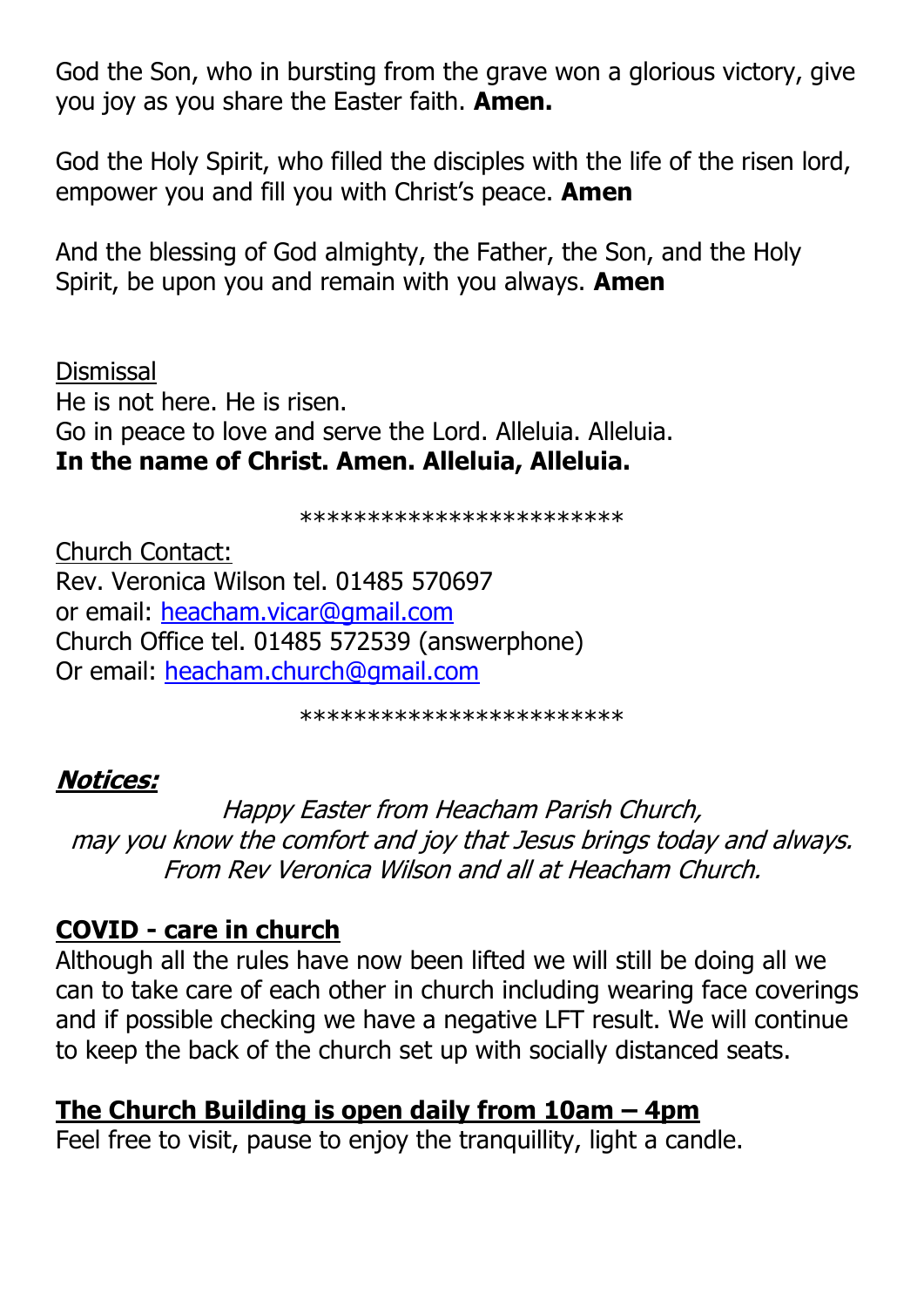God the Son, who in bursting from the grave won a glorious victory, give you joy as you share the Easter faith. **Amen.**

God the Holy Spirit, who filled the disciples with the life of the risen lord, empower you and fill you with Christ's peace. **Amen**

And the blessing of God almighty, the Father, the Son, and the Holy Spirit, be upon you and remain with you always. **Amen**

<u>Dismissal</u>
He is not here. He is risen.
Go in peace to love and serve the Lord. Alleluia. Alleluia.
**In the name of Christ. Amen. Alleluia, Alleluia.**

************************

<u>Church Contact:</u>
Rev. Veronica Wilson tel. 01485 570697
or email: heacham.vicar@gmail.com
Church Office tel. 01485 572539 (answerphone)
Or email: heacham.church@gmail.com

************************

## ***Notices:***

*Happy Easter from Heacham Parish Church,*
*may you know the comfort and joy that Jesus brings today and always.*
*From Rev Veronica Wilson and all at Heacham Church.*

### COVID - care in church

Although all the rules have now been lifted we will still be doing all we can to take care of each other in church including wearing face coverings and if possible checking we have a negative LFT result. We will continue to keep the back of the church set up with socially distanced seats.

### The Church Building is open daily from 10am – 4pm

Feel free to visit, pause to enjoy the tranquillity, light a candle.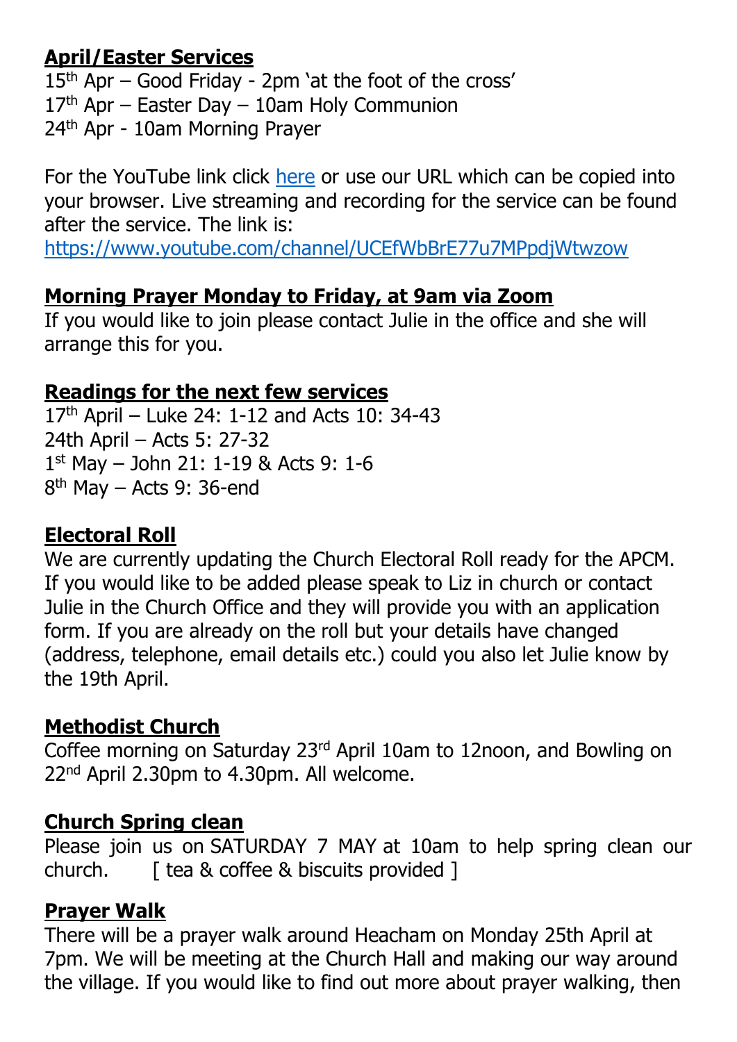**April/Easter Services**

15th Apr – Good Friday - 2pm 'at the foot of the cross'
17th Apr – Easter Day – 10am Holy Communion
24th Apr - 10am Morning Prayer

For the YouTube link click here or use our URL which can be copied into your browser. Live streaming and recording for the service can be found after the service. The link is:
https://www.youtube.com/channel/UCEfWbBrE77u7MPpdjWtwzow

**Morning Prayer Monday to Friday, at 9am via Zoom**

If you would like to join please contact Julie in the office and she will arrange this for you.

**Readings for the next few services**

17th April – Luke 24: 1-12 and Acts 10: 34-43
24th April – Acts 5: 27-32
1st May – John 21: 1-19 & Acts 9: 1-6
8th May – Acts 9: 36-end

**Electoral Roll**

We are currently updating the Church Electoral Roll ready for the APCM. If you would like to be added please speak to Liz in church or contact Julie in the Church Office and they will provide you with an application form. If you are already on the roll but your details have changed (address, telephone, email details etc.) could you also let Julie know by the 19th April.

**Methodist Church**

Coffee morning on Saturday 23rd April 10am to 12noon, and Bowling on 22nd April 2.30pm to 4.30pm. All welcome.

**Church Spring clean**

Please join us on SATURDAY 7 MAY at 10am to help spring clean our church. [ tea & coffee & biscuits provided ]

**Prayer Walk**

There will be a prayer walk around Heacham on Monday 25th April at 7pm. We will be meeting at the Church Hall and making our way around the village. If you would like to find out more about prayer walking, then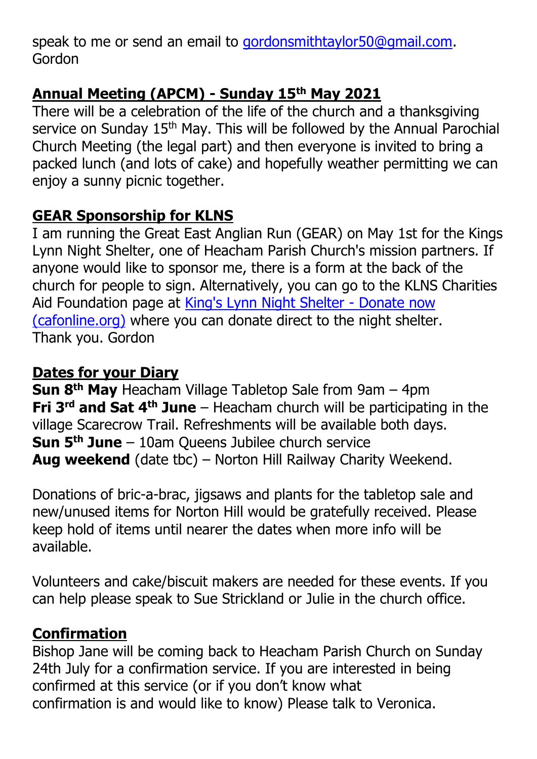speak to me or send an email to [gordonsmithtaylor50@gmail.com](mailto:gordonsmithtaylor50@gmail.com).
Gordon

## Annual Meeting (APCM) - Sunday 15th May 2021

There will be a celebration of the life of the church and a thanksgiving service on Sunday 15th May. This will be followed by the Annual Parochial Church Meeting (the legal part) and then everyone is invited to bring a packed lunch (and lots of cake) and hopefully weather permitting we can enjoy a sunny picnic together.

## GEAR Sponsorship for KLNS

I am running the Great East Anglian Run (GEAR) on May 1st for the Kings Lynn Night Shelter, one of Heacham Parish Church's mission partners. If anyone would like to sponsor me, there is a form at the back of the church for people to sign. Alternatively, you can go to the KLNS Charities Aid Foundation page at King's Lynn Night Shelter - Donate now (cafonline.org) where you can donate direct to the night shelter.
Thank you. Gordon

## Dates for your Diary

**Sun 8th May** Heacham Village Tabletop Sale from 9am – 4pm
**Fri 3rd and Sat 4th June** – Heacham church will be participating in the village Scarecrow Trail. Refreshments will be available both days.
**Sun 5th June** – 10am Queens Jubilee church service
**Aug weekend** (date tbc) – Norton Hill Railway Charity Weekend.

Donations of bric-a-brac, jigsaws and plants for the tabletop sale and new/unused items for Norton Hill would be gratefully received. Please keep hold of items until nearer the dates when more info will be available.

Volunteers and cake/biscuit makers are needed for these events. If you can help please speak to Sue Strickland or Julie in the church office.

## Confirmation

Bishop Jane will be coming back to Heacham Parish Church on Sunday 24th July for a confirmation service. If you are interested in being confirmed at this service (or if you don't know what confirmation is and would like to know) Please talk to Veronica.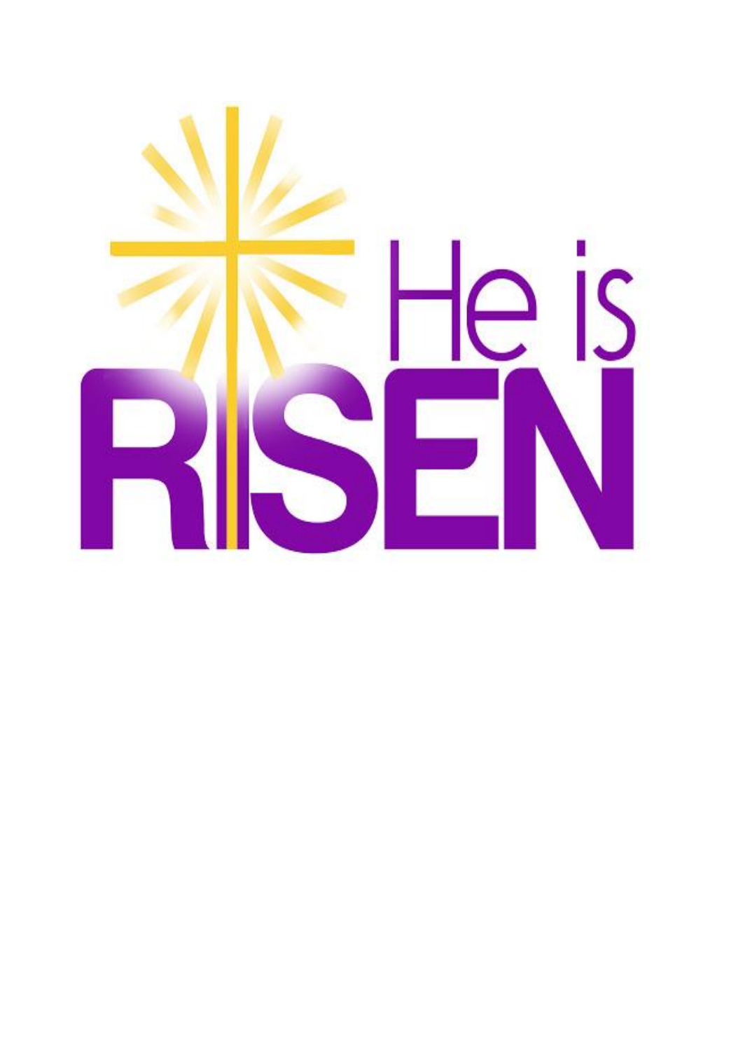# He is RISEN